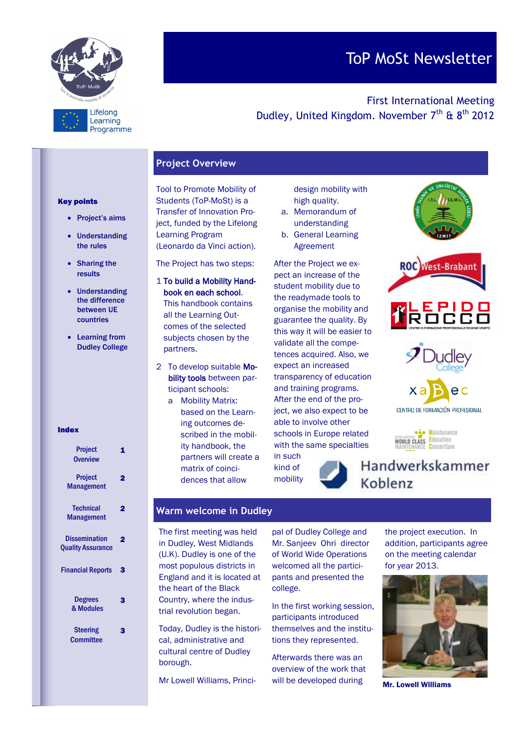# ToP MoSt Newsletter

First International Meeting
Dudley, United Kingdom. November 7th & 8th 2012

**Key points**

- Project's aims
- Understanding the rules
- Sharing the results
- Understanding the difference between UE countries
- Learning from Dudley College

**Index**

| | |
|---|---|
| Project Overview | 1 |
| Project Management | 2 |
| Technical Management | 2 |
| Dissemination Quality Assurance | 2 |
| Financial Reports | 3 |
| Degrees & Modules | 3 |
| Steering Committee | 3 |

## Project Overview

Tool to Promote Mobility of Students (ToP-MoSt) is a Transfer of Innovation Project, funded by the Lifelong Learning Program (Leonardo da Vinci action).

The Project has two steps:

1. **To build a Mobility Handbook en each school.** This handbook contains all the Learning Outcomes of the selected subjects chosen by the partners.
2. To develop suitable **Mobility tools** between participant schools:
   a. Mobility Matrix: based on the Learning outcomes described in the mobility handbook, the partners will create a matrix of coincidences that allow design mobility with high quality.
   a. Memorandum of understanding
   b. General Learning Agreement

After the Project we expect an increase of the student mobility due to the readymade tools to organise the mobility and guarantee the quality. By this way it will be easier to validate all the competences acquired. Also, we expect an increased transparency of education and training programs. After the end of the project, we also expect to be able to involve other schools in Europe related with the same specialties in such kind of mobility

## Warm welcome in Dudley

The first meeting was held in Dudley, West Midlands (U.K). Dudley is one of the most populous districts in England and it is located at the heart of the Black Country, where the industrial revolution began.

Today, Dudley is the historical, administrative and cultural centre of Dudley borough.

Mr Lowell Williams, Principal of Dudley College and Mr. Sanjeev Ohri director of World Wide Operations welcomed all the participants and presented the college.

In the first working session, participants introduced themselves and the institutions they represented.

Afterwards there was an overview of the work that will be developed during the project execution. In addition, participants agree on the meeting calendar for year 2013.

**Mr. Lowell Williams**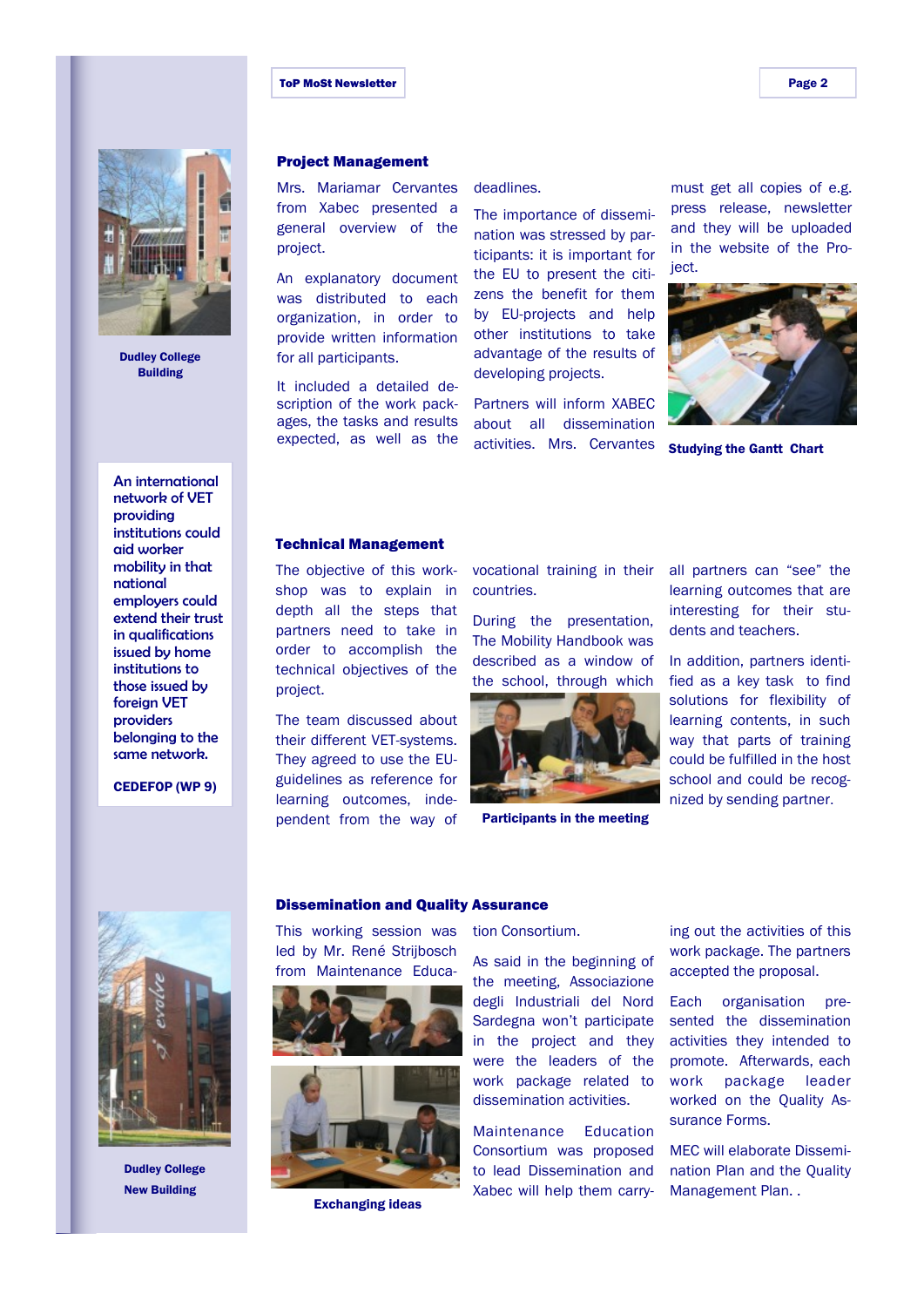Dudley College Building

An international network of VET providing institutions could aid worker mobility in that national employers could extend their trust in qualifications issued by home institutions to those issued by foreign VET providers belonging to the same network.

CEDEFOP (WP 9)

## Project Management

Mrs. Mariamar Cervantes from Xabec presented a general overview of the project.

An explanatory document was distributed to each organization, in order to provide written information for all participants.

It included a detailed description of the work packages, the tasks and results expected, as well as the deadlines.

The importance of dissemination was stressed by participants: it is important for the EU to present the citizens the benefit for them by EU-projects and help other institutions to take advantage of the results of developing projects.

Partners will inform XABEC about all dissemination activities. Mrs. Cervantes must get all copies of e.g. press release, newsletter and they will be uploaded in the website of the Project.

Studying the Gantt Chart

## Technical Management

The objective of this workshop was to explain in depth all the steps that partners need to take in order to accomplish the technical objectives of the project.

The team discussed about their different VET-systems. They agreed to use the EU-guidelines as reference for learning outcomes, independent from the way of vocational training in their countries.

During the presentation, The Mobility Handbook was described as a window of the school, through which all partners can "see" the learning outcomes that are interesting for their students and teachers.

Participants in the meeting

In addition, partners identified as a key task to find solutions for flexibility of learning contents, in such way that parts of training could be fulfilled in the host school and could be recognized by sending partner.

## Dissemination and Quality Assurance

This working session was led by Mr. René Strijbosch from Maintenance Education Consortium.

As said in the beginning of the meeting, Associazione degli Industriali del Nord Sardegna won't participate in the project and they were the leaders of the work package related to dissemination activities.

Maintenance Education Consortium was proposed to lead Dissemination and Xabec will help them carrying out the activities of this work package. The partners accepted the proposal.

Each organisation presented the dissemination activities they intended to promote. Afterwards, each work package leader worked on the Quality Assurance Forms.

MEC will elaborate Dissemination Plan and the Quality Management Plan. .

Exchanging ideas

Dudley College New Building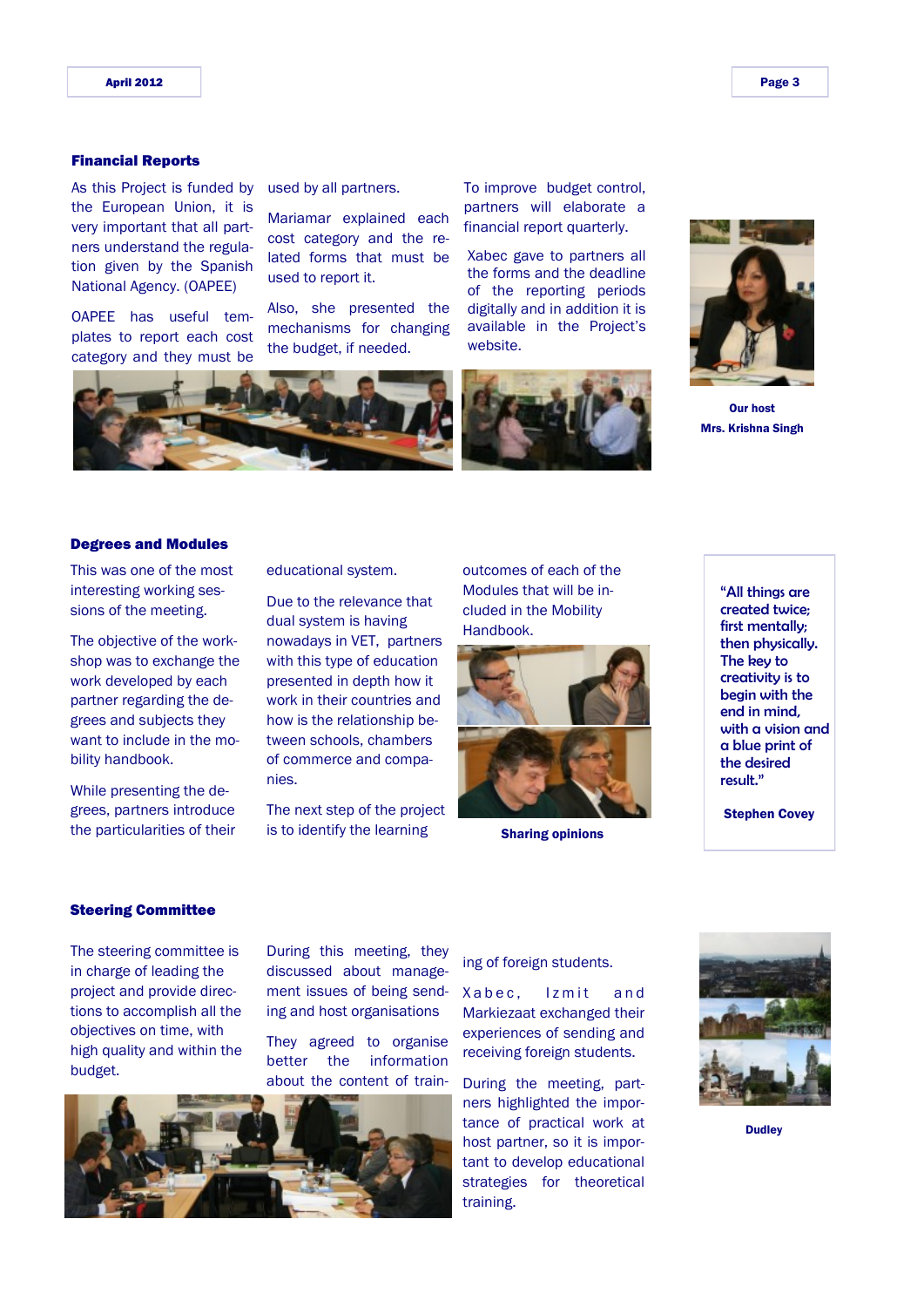## Financial Reports

As this Project is funded by the European Union, it is very important that all partners understand the regulation given by the Spanish National Agency. (OAPEE)

OAPEE has useful templates to report each cost category and they must be used by all partners.

Mariamar explained each cost category and the related forms that must be used to report it.

Also, she presented the mechanisms for changing the budget, if needed.

To improve budget control, partners will elaborate a financial report quarterly.

Xabec gave to partners all the forms and the deadline of the reporting periods digitally and in addition it is available in the Project's website.

**Our host**
**Mrs. Krishna Singh**

## Degrees and Modules

This was one of the most interesting working sessions of the meeting.

The objective of the workshop was to exchange the work developed by each partner regarding the degrees and subjects they want to include in the mobility handbook.

While presenting the degrees, partners introduce the particularities of their educational system.

Due to the relevance that dual system is having nowadays in VET, partners with this type of education presented in depth how it work in their countries and how is the relationship between schools, chambers of commerce and companies.

The next step of the project is to identify the learning outcomes of each of the Modules that will be included in the Mobility Handbook.

**Sharing opinions**

> "All things are created twice; first mentally; then physically. The key to creativity is to begin with the end in mind, with a vision and a blue print of the desired result."
>
> **Stephen Covey**

## Steering Committee

The steering committee is in charge of leading the project and provide directions to accomplish all the objectives on time, with high quality and within the budget.

During this meeting, they discussed about management issues of being sending and host organisations

They agreed to organise better the information about the content of training of foreign students.

Xabec, Izmit and Markiezaat exchanged their experiences of sending and receiving foreign students.

During the meeting, partners highlighted the importance of practical work at host partner, so it is important to develop educational strategies for theoretical training.

**Dudley**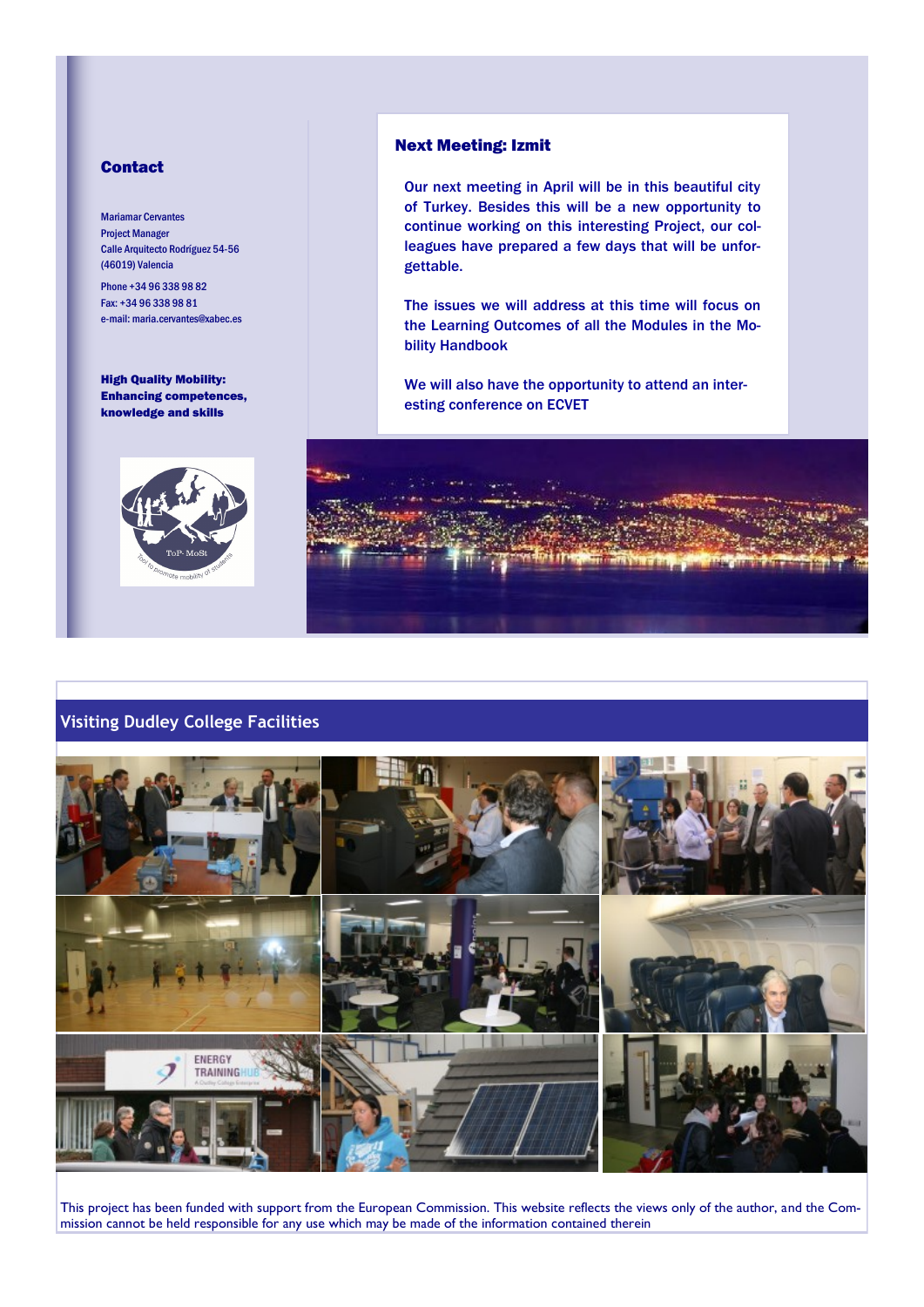## Contact

Mariamar Cervantes
Project Manager
Calle Arquitecto Rodríguez 54-56
(46019) Valencia

Phone +34 96 338 98 82
Fax: +34 96 338 98 81
e-mail: maria.cervantes@xabec.es

**High Quality Mobility: Enhancing competences, knowledge and skills**

## Next Meeting: Izmit

Our next meeting in April will be in this beautiful city of Turkey. Besides this will be a new opportunity to continue working on this interesting Project, our colleagues have prepared a few days that will be unforgettable.

The issues we will address at this time will focus on the Learning Outcomes of all the Modules in the Mobility Handbook

We will also have the opportunity to attend an interesting conference on ECVET

## Visiting Dudley College Facilities

This project has been funded with support from the European Commission. This website reflects the views only of the author, and the Commission cannot be held responsible for any use which may be made of the information contained therein